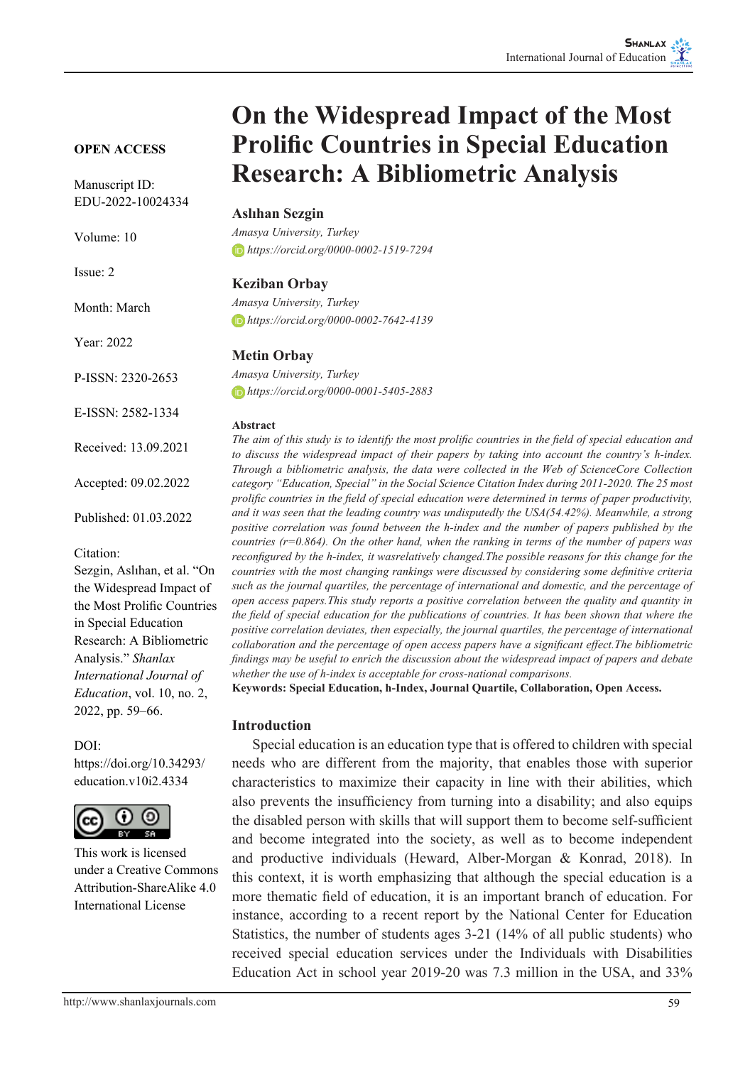**OPEN ACCESS**

Manuscript ID: EDU-2022-10024334

Volume: 10

Issue: 2

Month: March

Year: 2022

P-ISSN: 2320-2653

E-ISSN: 2582-1334

Received: 13.09.2021

Accepted: 09.02.2022

Published: 01.03.2022

Citation:
Sezgin, Aslıhan, et al. "On the Widespread Impact of the Most Prolific Countries in Special Education Research: A Bibliometric Analysis." *Shanlax International Journal of Education*, vol. 10, no. 2, 2022, pp. 59–66.

DOI:
https://doi.org/10.34293/education.v10i2.4334

This work is licensed under a Creative Commons Attribution-ShareAlike 4.0 International License

# On the Widespread Impact of the Most Prolific Countries in Special Education Research: A Bibliometric Analysis

**Aslıhan Sezgin**
*Amasya University, Turkey*
*https://orcid.org/0000-0002-1519-7294*

**Keziban Orbay**
*Amasya University, Turkey*
*https://orcid.org/0000-0002-7642-4139*

**Metin Orbay**
*Amasya University, Turkey*
*https://orcid.org/0000-0001-5405-2883*

**Abstract**

*The aim of this study is to identify the most prolific countries in the field of special education and to discuss the widespread impact of their papers by taking into account the country's h-index. Through a bibliometric analysis, the data were collected in the Web of ScienceCore Collection category "Education, Special" in the Social Science Citation Index during 2011-2020. The 25 most prolific countries in the field of special education were determined in terms of paper productivity, and it was seen that the leading country was undisputedly the USA(54.42%). Meanwhile, a strong positive correlation was found between the h-index and the number of papers published by the countries (r=0.864). On the other hand, when the ranking in terms of the number of papers was reconfigured by the h-index, it wasrelatively changed.The possible reasons for this change for the countries with the most changing rankings were discussed by considering some definitive criteria such as the journal quartiles, the percentage of international and domestic, and the percentage of open access papers.This study reports a positive correlation between the quality and quantity in the field of special education for the publications of countries. It has been shown that where the positive correlation deviates, then especially, the journal quartiles, the percentage of international collaboration and the percentage of open access papers have a significant effect.The bibliometric findings may be useful to enrich the discussion about the widespread impact of papers and debate whether the use of h-index is acceptable for cross-national comparisons.*

**Keywords: Special Education, h-Index, Journal Quartile, Collaboration, Open Access.**

## Introduction

Special education is an education type that is offered to children with special needs who are different from the majority, that enables those with superior characteristics to maximize their capacity in line with their abilities, which also prevents the insufficiency from turning into a disability; and also equips the disabled person with skills that will support them to become self-sufficient and become integrated into the society, as well as to become independent and productive individuals (Heward, Alber-Morgan & Konrad, 2018). In this context, it is worth emphasizing that although the special education is a more thematic field of education, it is an important branch of education. For instance, according to a recent report by the National Center for Education Statistics, the number of students ages 3-21 (14% of all public students) who received special education services under the Individuals with Disabilities Education Act in school year 2019-20 was 7.3 million in the USA, and 33%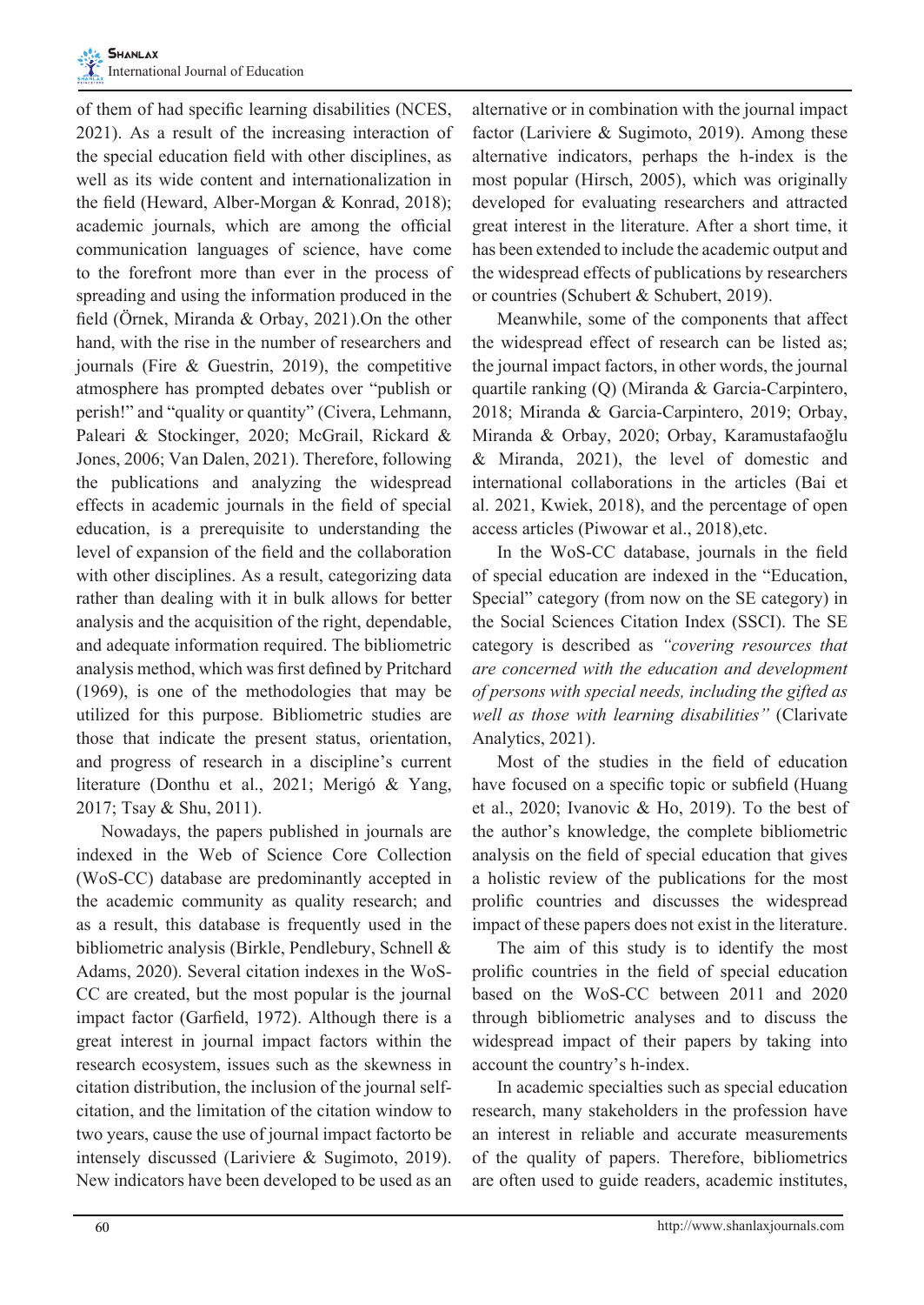of them of had specific learning disabilities (NCES, 2021). As a result of the increasing interaction of the special education field with other disciplines, as well as its wide content and internationalization in the field (Heward, Alber-Morgan & Konrad, 2018); academic journals, which are among the official communication languages of science, have come to the forefront more than ever in the process of spreading and using the information produced in the field (Örnek, Miranda & Orbay, 2021).On the other hand, with the rise in the number of researchers and journals (Fire & Guestrin, 2019), the competitive atmosphere has prompted debates over "publish or perish!" and "quality or quantity" (Civera, Lehmann, Paleari & Stockinger, 2020; McGrail, Rickard & Jones, 2006; Van Dalen, 2021). Therefore, following the publications and analyzing the widespread effects in academic journals in the field of special education, is a prerequisite to understanding the level of expansion of the field and the collaboration with other disciplines. As a result, categorizing data rather than dealing with it in bulk allows for better analysis and the acquisition of the right, dependable, and adequate information required. The bibliometric analysis method, which was first defined by Pritchard (1969), is one of the methodologies that may be utilized for this purpose. Bibliometric studies are those that indicate the present status, orientation, and progress of research in a discipline's current literature (Donthu et al., 2021; Merigó & Yang, 2017; Tsay & Shu, 2011).

Nowadays, the papers published in journals are indexed in the Web of Science Core Collection (WoS-CC) database are predominantly accepted in the academic community as quality research; and as a result, this database is frequently used in the bibliometric analysis (Birkle, Pendlebury, Schnell & Adams, 2020). Several citation indexes in the WoS-CC are created, but the most popular is the journal impact factor (Garfield, 1972). Although there is a great interest in journal impact factors within the research ecosystem, issues such as the skewness in citation distribution, the inclusion of the journal self-citation, and the limitation of the citation window to two years, cause the use of journal impact factorto be intensely discussed (Lariviere & Sugimoto, 2019). New indicators have been developed to be used as an alternative or in combination with the journal impact factor (Lariviere & Sugimoto, 2019). Among these alternative indicators, perhaps the h-index is the most popular (Hirsch, 2005), which was originally developed for evaluating researchers and attracted great interest in the literature. After a short time, it has been extended to include the academic output and the widespread effects of publications by researchers or countries (Schubert & Schubert, 2019).

Meanwhile, some of the components that affect the widespread effect of research can be listed as; the journal impact factors, in other words, the journal quartile ranking (Q) (Miranda & Garcia-Carpintero, 2018; Miranda & Garcia-Carpintero, 2019; Orbay, Miranda & Orbay, 2020; Orbay, Karamustafaoğlu & Miranda, 2021), the level of domestic and international collaborations in the articles (Bai et al. 2021, Kwiek, 2018), and the percentage of open access articles (Piwowar et al., 2018),etc.

In the WoS-CC database, journals in the field of special education are indexed in the "Education, Special" category (from now on the SE category) in the Social Sciences Citation Index (SSCI). The SE category is described as *"covering resources that are concerned with the education and development of persons with special needs, including the gifted as well as those with learning disabilities"* (Clarivate Analytics, 2021).

Most of the studies in the field of education have focused on a specific topic or subfield (Huang et al., 2020; Ivanovic & Ho, 2019). To the best of the author's knowledge, the complete bibliometric analysis on the field of special education that gives a holistic review of the publications for the most prolific countries and discusses the widespread impact of these papers does not exist in the literature.

The aim of this study is to identify the most prolific countries in the field of special education based on the WoS-CC between 2011 and 2020 through bibliometric analyses and to discuss the widespread impact of their papers by taking into account the country's h-index.

In academic specialties such as special education research, many stakeholders in the profession have an interest in reliable and accurate measurements of the quality of papers. Therefore, bibliometrics are often used to guide readers, academic institutes,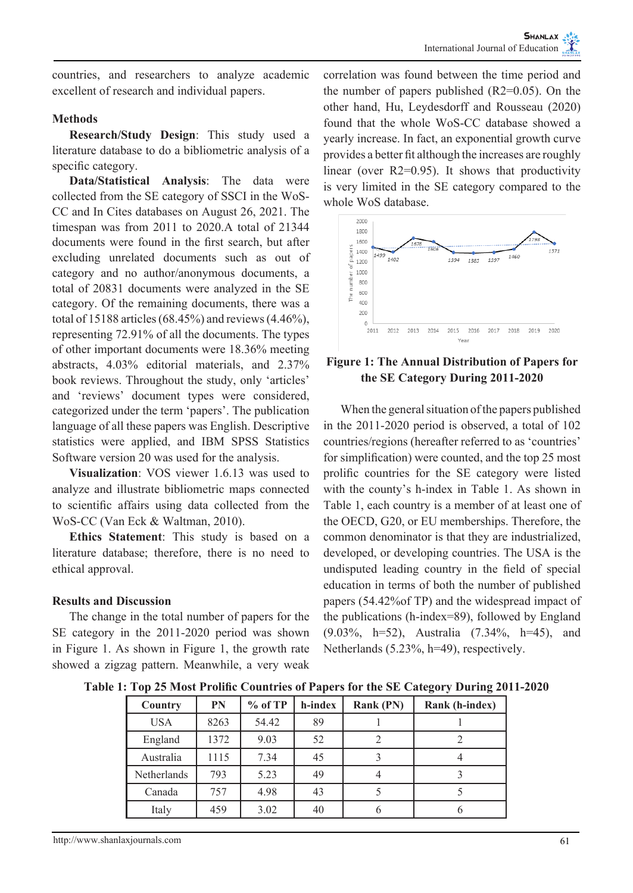countries, and researchers to analyze academic excellent of research and individual papers.

### Methods

**Research/Study Design**: This study used a literature database to do a bibliometric analysis of a specific category.

**Data/Statistical Analysis**: The data were collected from the SE category of SSCI in the WoS-CC and In Cites databases on August 26, 2021. The timespan was from 2011 to 2020.A total of 21344 documents were found in the first search, but after excluding unrelated documents such as out of category and no author/anonymous documents, a total of 20831 documents were analyzed in the SE category. Of the remaining documents, there was a total of 15188 articles (68.45%) and reviews (4.46%), representing 72.91% of all the documents. The types of other important documents were 18.36% meeting abstracts, 4.03% editorial materials, and 2.37% book reviews. Throughout the study, only 'articles' and 'reviews' document types were considered, categorized under the term 'papers'. The publication language of all these papers was English. Descriptive statistics were applied, and IBM SPSS Statistics Software version 20 was used for the analysis.

**Visualization**: VOS viewer 1.6.13 was used to analyze and illustrate bibliometric maps connected to scientific affairs using data collected from the WoS-CC (Van Eck & Waltman, 2010).

**Ethics Statement**: This study is based on a literature database; therefore, there is no need to ethical approval.

### Results and Discussion

The change in the total number of papers for the SE category in the 2011-2020 period was shown in Figure 1. As shown in Figure 1, the growth rate showed a zigzag pattern. Meanwhile, a very weak correlation was found between the time period and the number of papers published ($R2=0.05$). On the other hand, Hu, Leydesdorff and Rousseau (2020) found that the whole WoS-CC database showed a yearly increase. In fact, an exponential growth curve provides a better fit although the increases are roughly linear (over $R2=0.95$). It shows that productivity is very limited in the SE category compared to the whole WoS database.

**Figure 1: The Annual Distribution of Papers for the SE Category During 2011-2020**

When the general situation of the papers published in the 2011-2020 period is observed, a total of 102 countries/regions (hereafter referred to as 'countries' for simplification) were counted, and the top 25 most prolific countries for the SE category were listed with the county's h-index in Table 1. As shown in Table 1, each country is a member of at least one of the OECD, G20, or EU memberships. Therefore, the common denominator is that they are industrialized, developed, or developing countries. The USA is the undisputed leading country in the field of special education in terms of both the number of published papers (54.42%of TP) and the widespread impact of the publications (h-index=89), followed by England (9.03%, h=52), Australia (7.34%, h=45), and Netherlands (5.23%, h=49), respectively.

**Table 1: Top 25 Most Prolific Countries of Papers for the SE Category During 2011-2020**

| Country | PN | % of TP | h-index | Rank (PN) | Rank (h-index) |
|---|---|---|---|---|---|
| USA | 8263 | 54.42 | 89 | 1 | 1 |
| England | 1372 | 9.03 | 52 | 2 | 2 |
| Australia | 1115 | 7.34 | 45 | 3 | 4 |
| Netherlands | 793 | 5.23 | 49 | 4 | 3 |
| Canada | 757 | 4.98 | 43 | 5 | 5 |
| Italy | 459 | 3.02 | 40 | 6 | 6 |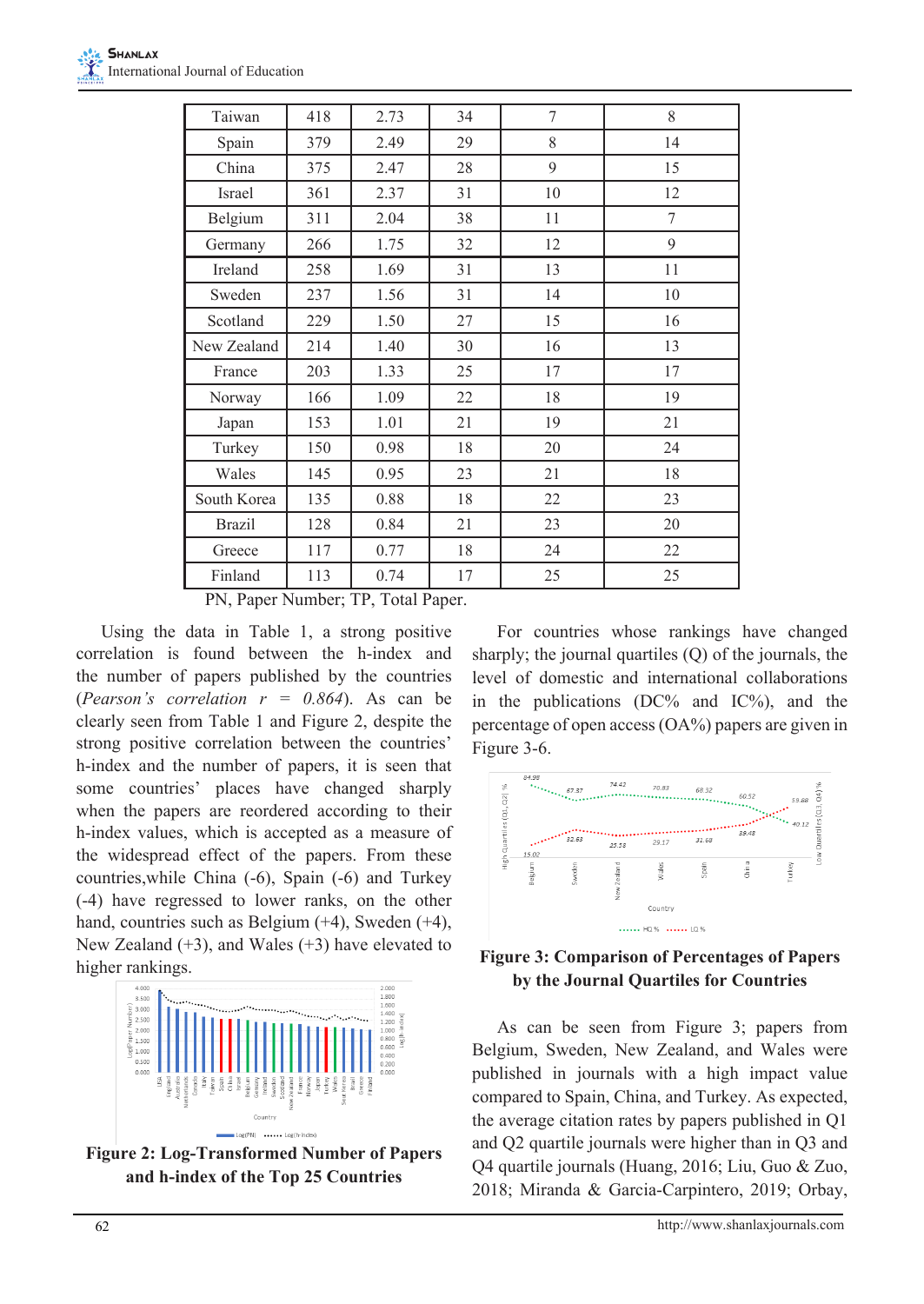| Taiwan | 418 | 2.73 | 34 | 7 | 8 |
|---|---|---|---|---|---|
| Spain | 379 | 2.49 | 29 | 8 | 14 |
| China | 375 | 2.47 | 28 | 9 | 15 |
| Israel | 361 | 2.37 | 31 | 10 | 12 |
| Belgium | 311 | 2.04 | 38 | 11 | 7 |
| Germany | 266 | 1.75 | 32 | 12 | 9 |
| Ireland | 258 | 1.69 | 31 | 13 | 11 |
| Sweden | 237 | 1.56 | 31 | 14 | 10 |
| Scotland | 229 | 1.50 | 27 | 15 | 16 |
| New Zealand | 214 | 1.40 | 30 | 16 | 13 |
| France | 203 | 1.33 | 25 | 17 | 17 |
| Norway | 166 | 1.09 | 22 | 18 | 19 |
| Japan | 153 | 1.01 | 21 | 19 | 21 |
| Turkey | 150 | 0.98 | 18 | 20 | 24 |
| Wales | 145 | 0.95 | 23 | 21 | 18 |
| South Korea | 135 | 0.88 | 18 | 22 | 23 |
| Brazil | 128 | 0.84 | 21 | 23 | 20 |
| Greece | 117 | 0.77 | 18 | 24 | 22 |
| Finland | 113 | 0.74 | 17 | 25 | 25 |

PN, Paper Number; TP, Total Paper.

Using the data in Table 1, a strong positive correlation is found between the h-index and the number of papers published by the countries (*Pearson's correlation r = 0.864*). As can be clearly seen from Table 1 and Figure 2, despite the strong positive correlation between the countries' h-index and the number of papers, it is seen that some countries' places have changed sharply when the papers are reordered according to their h-index values, which is accepted as a measure of the widespread effect of the papers. From these countries,while China (-6), Spain (-6) and Turkey (-4) have regressed to lower ranks, on the other hand, countries such as Belgium (+4), Sweden (+4), New Zealand (+3), and Wales (+3) have elevated to higher rankings.

**Figure 2: Log-Transformed Number of Papers and h-index of the Top 25 Countries**

For countries whose rankings have changed sharply; the journal quartiles (Q) of the journals, the level of domestic and international collaborations in the publications (DC% and IC%), and the percentage of open access (OA%) papers are given in Figure 3-6.

**Figure 3: Comparison of Percentages of Papers by the Journal Quartiles for Countries**

As can be seen from Figure 3; papers from Belgium, Sweden, New Zealand, and Wales were published in journals with a high impact value compared to Spain, China, and Turkey. As expected, the average citation rates by papers published in Q1 and Q2 quartile journals were higher than in Q3 and Q4 quartile journals (Huang, 2016; Liu, Guo & Zuo, 2018; Miranda & Garcia-Carpintero, 2019; Orbay,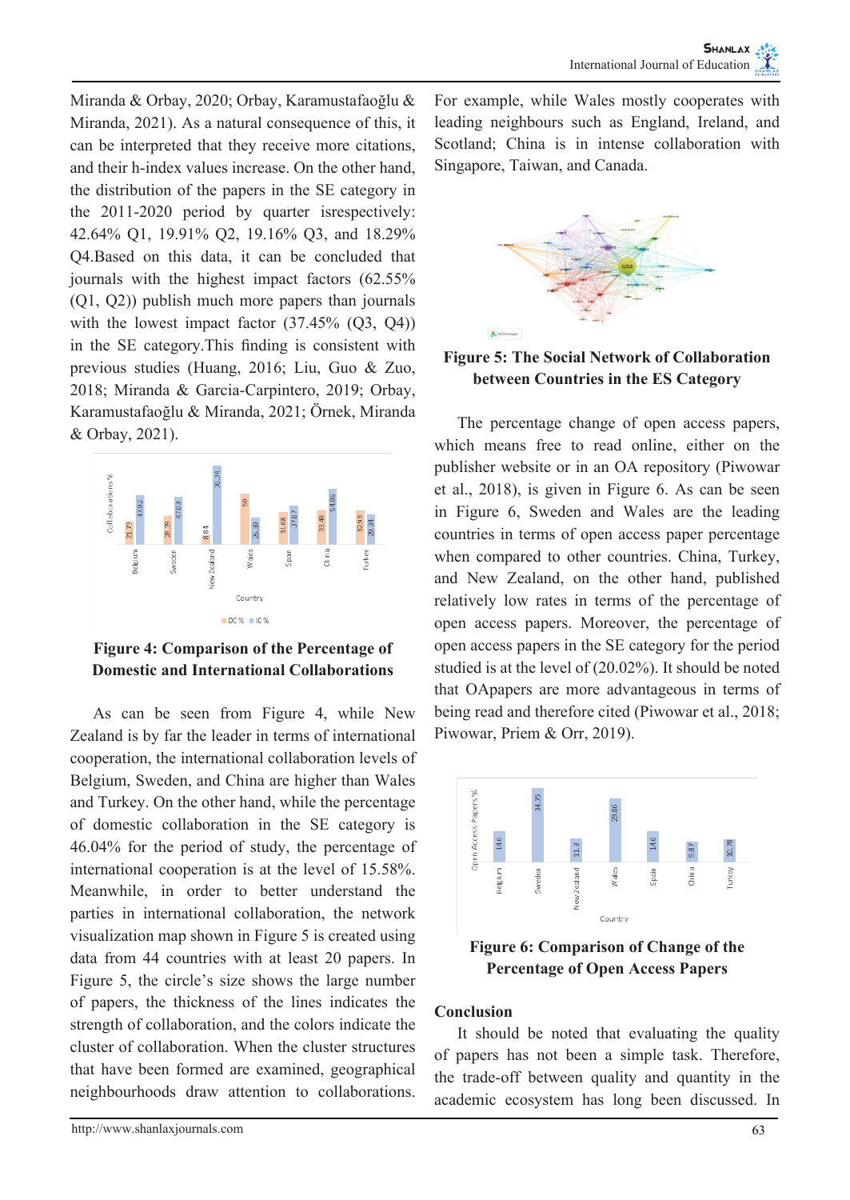Miranda & Orbay, 2020; Orbay, Karamustafaoğlu & Miranda, 2021). As a natural consequence of this, it can be interpreted that they receive more citations, and their h-index values increase. On the other hand, the distribution of the papers in the SE category in the 2011-2020 period by quarter isrespectively: 42.64% Q1, 19.91% Q2, 19.16% Q3, and 18.29% Q4.Based on this data, it can be concluded that journals with the highest impact factors (62.55% (Q1, Q2)) publish much more papers than journals with the lowest impact factor (37.45% (Q3, Q4)) in the SE category.This finding is consistent with previous studies (Huang, 2016; Liu, Guo & Zuo, 2018; Miranda & Garcia-Carpintero, 2019; Orbay, Karamustafaoğlu & Miranda, 2021; Örnek, Miranda & Orbay, 2021).

**Figure 4: Comparison of the Percentage of Domestic and International Collaborations**

As can be seen from Figure 4, while New Zealand is by far the leader in terms of international cooperation, the international collaboration levels of Belgium, Sweden, and China are higher than Wales and Turkey. On the other hand, while the percentage of domestic collaboration in the SE category is 46.04% for the period of study, the percentage of international cooperation is at the level of 15.58%. Meanwhile, in order to better understand the parties in international collaboration, the network visualization map shown in Figure 5 is created using data from 44 countries with at least 20 papers. In Figure 5, the circle's size shows the large number of papers, the thickness of the lines indicates the strength of collaboration, and the colors indicate the cluster of collaboration. When the cluster structures that have been formed are examined, geographical neighbourhoods draw attention to collaborations. For example, while Wales mostly cooperates with leading neighbours such as England, Ireland, and Scotland; China is in intense collaboration with Singapore, Taiwan, and Canada.

**Figure 5: The Social Network of Collaboration between Countries in the ES Category**

The percentage change of open access papers, which means free to read online, either on the publisher website or in an OA repository (Piwowar et al., 2018), is given in Figure 6. As can be seen in Figure 6, Sweden and Wales are the leading countries in terms of open access paper percentage when compared to other countries. China, Turkey, and New Zealand, on the other hand, published relatively low rates in terms of the percentage of open access papers. Moreover, the percentage of open access papers in the SE category for the period studied is at the level of (20.02%). It should be noted that OApapers are more advantageous in terms of being read and therefore cited (Piwowar et al., 2018; Piwowar, Priem & Orr, 2019).

**Figure 6: Comparison of Change of the Percentage of Open Access Papers**

## Conclusion

It should be noted that evaluating the quality of papers has not been a simple task. Therefore, the trade-off between quality and quantity in the academic ecosystem has long been discussed. In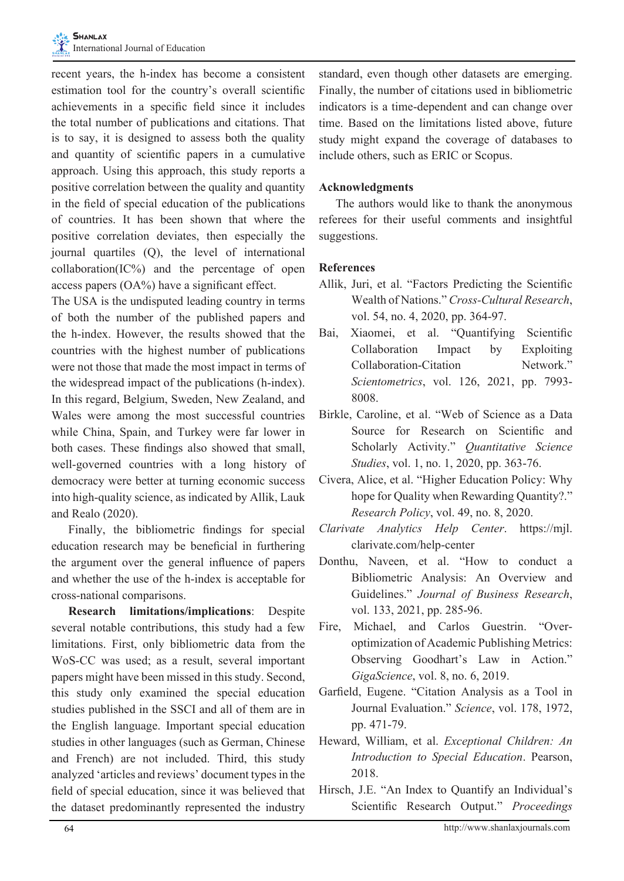recent years, the h-index has become a consistent estimation tool for the country's overall scientific achievements in a specific field since it includes the total number of publications and citations. That is to say, it is designed to assess both the quality and quantity of scientific papers in a cumulative approach. Using this approach, this study reports a positive correlation between the quality and quantity in the field of special education of the publications of countries. It has been shown that where the positive correlation deviates, then especially the journal quartiles (Q), the level of international collaboration(IC%) and the percentage of open access papers (OA%) have a significant effect.

The USA is the undisputed leading country in terms of both the number of the published papers and the h-index. However, the results showed that the countries with the highest number of publications were not those that made the most impact in terms of the widespread impact of the publications (h-index). In this regard, Belgium, Sweden, New Zealand, and Wales were among the most successful countries while China, Spain, and Turkey were far lower in both cases. These findings also showed that small, well-governed countries with a long history of democracy were better at turning economic success into high-quality science, as indicated by Allik, Lauk and Realo (2020).

Finally, the bibliometric findings for special education research may be beneficial in furthering the argument over the general influence of papers and whether the use of the h-index is acceptable for cross-national comparisons.

**Research limitations/implications**: Despite several notable contributions, this study had a few limitations. First, only bibliometric data from the WoS-CC was used; as a result, several important papers might have been missed in this study. Second, this study only examined the special education studies published in the SSCI and all of them are in the English language. Important special education studies in other languages (such as German, Chinese and French) are not included. Third, this study analyzed 'articles and reviews' document types in the field of special education, since it was believed that the dataset predominantly represented the industry standard, even though other datasets are emerging. Finally, the number of citations used in bibliometric indicators is a time-dependent and can change over time. Based on the limitations listed above, future study might expand the coverage of databases to include others, such as ERIC or Scopus.

## Acknowledgments

The authors would like to thank the anonymous referees for their useful comments and insightful suggestions.

## References

Allik, Juri, et al. "Factors Predicting the Scientific Wealth of Nations." *Cross-Cultural Research*, vol. 54, no. 4, 2020, pp. 364-97.

Bai, Xiaomei, et al. "Quantifying Scientific Collaboration Impact by Exploiting Collaboration-Citation Network." *Scientometrics*, vol. 126, 2021, pp. 7993-8008.

Birkle, Caroline, et al. "Web of Science as a Data Source for Research on Scientific and Scholarly Activity." *Quantitative Science Studies*, vol. 1, no. 1, 2020, pp. 363-76.

Civera, Alice, et al. "Higher Education Policy: Why hope for Quality when Rewarding Quantity?." *Research Policy*, vol. 49, no. 8, 2020.

*Clarivate Analytics Help Center*. https://mjl.clarivate.com/help-center

Donthu, Naveen, et al. "How to conduct a Bibliometric Analysis: An Overview and Guidelines." *Journal of Business Research*, vol. 133, 2021, pp. 285-96.

Fire, Michael, and Carlos Guestrin. "Over-optimization of Academic Publishing Metrics: Observing Goodhart's Law in Action." *GigaScience*, vol. 8, no. 6, 2019.

Garfield, Eugene. "Citation Analysis as a Tool in Journal Evaluation." *Science*, vol. 178, 1972, pp. 471-79.

Heward, William, et al. *Exceptional Children: An Introduction to Special Education*. Pearson, 2018.

Hirsch, J.E. "An Index to Quantify an Individual's Scientific Research Output." *Proceedings*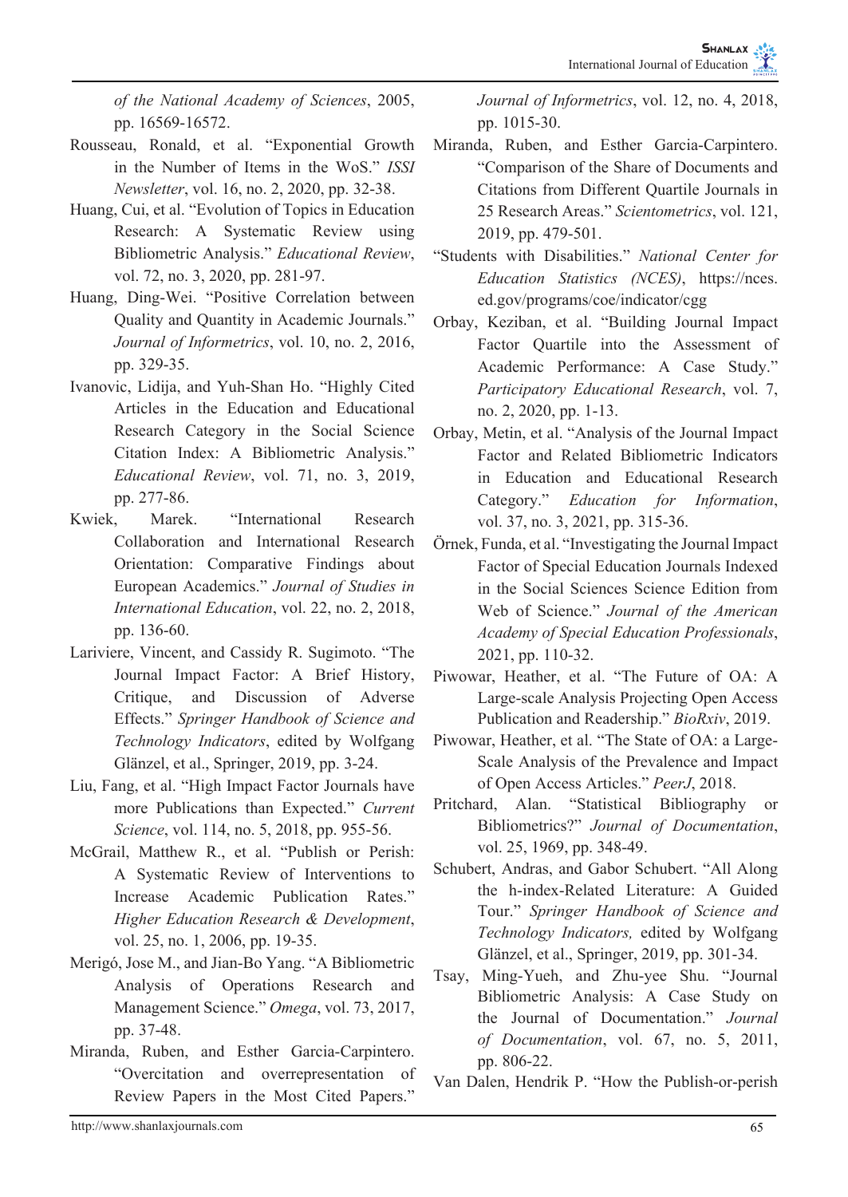*of the National Academy of Sciences*, 2005, pp. 16569-16572.

Rousseau, Ronald, et al. "Exponential Growth in the Number of Items in the WoS." *ISSI Newsletter*, vol. 16, no. 2, 2020, pp. 32-38.

Huang, Cui, et al. "Evolution of Topics in Education Research: A Systematic Review using Bibliometric Analysis." *Educational Review*, vol. 72, no. 3, 2020, pp. 281-97.

Huang, Ding-Wei. "Positive Correlation between Quality and Quantity in Academic Journals." *Journal of Informetrics*, vol. 10, no. 2, 2016, pp. 329-35.

Ivanovic, Lidija, and Yuh-Shan Ho. "Highly Cited Articles in the Education and Educational Research Category in the Social Science Citation Index: A Bibliometric Analysis." *Educational Review*, vol. 71, no. 3, 2019, pp. 277-86.

Kwiek, Marek. "International Research Collaboration and International Research Orientation: Comparative Findings about European Academics." *Journal of Studies in International Education*, vol. 22, no. 2, 2018, pp. 136-60.

Lariviere, Vincent, and Cassidy R. Sugimoto. "The Journal Impact Factor: A Brief History, Critique, and Discussion of Adverse Effects." *Springer Handbook of Science and Technology Indicators*, edited by Wolfgang Glänzel, et al., Springer, 2019, pp. 3-24.

Liu, Fang, et al. "High Impact Factor Journals have more Publications than Expected." *Current Science*, vol. 114, no. 5, 2018, pp. 955-56.

McGrail, Matthew R., et al. "Publish or Perish: A Systematic Review of Interventions to Increase Academic Publication Rates." *Higher Education Research & Development*, vol. 25, no. 1, 2006, pp. 19-35.

Merigó, Jose M., and Jian-Bo Yang. "A Bibliometric Analysis of Operations Research and Management Science." *Omega*, vol. 73, 2017, pp. 37-48.

Miranda, Ruben, and Esther Garcia-Carpintero. "Overcitation and overrepresentation of Review Papers in the Most Cited Papers." *Journal of Informetrics*, vol. 12, no. 4, 2018, pp. 1015-30.

Miranda, Ruben, and Esther Garcia-Carpintero. "Comparison of the Share of Documents and Citations from Different Quartile Journals in 25 Research Areas." *Scientometrics*, vol. 121, 2019, pp. 479-501.

"Students with Disabilities." *National Center for Education Statistics (NCES)*, https://nces.ed.gov/programs/coe/indicator/cgg

Orbay, Keziban, et al. "Building Journal Impact Factor Quartile into the Assessment of Academic Performance: A Case Study." *Participatory Educational Research*, vol. 7, no. 2, 2020, pp. 1-13.

Orbay, Metin, et al. "Analysis of the Journal Impact Factor and Related Bibliometric Indicators in Education and Educational Research Category." *Education for Information*, vol. 37, no. 3, 2021, pp. 315-36.

Örnek, Funda, et al. "Investigating the Journal Impact Factor of Special Education Journals Indexed in the Social Sciences Science Edition from Web of Science." *Journal of the American Academy of Special Education Professionals*, 2021, pp. 110-32.

Piwowar, Heather, et al. "The Future of OA: A Large-scale Analysis Projecting Open Access Publication and Readership." *BioRxiv*, 2019.

Piwowar, Heather, et al. "The State of OA: a Large-Scale Analysis of the Prevalence and Impact of Open Access Articles." *PeerJ*, 2018.

Pritchard, Alan. "Statistical Bibliography or Bibliometrics?" *Journal of Documentation*, vol. 25, 1969, pp. 348-49.

Schubert, Andras, and Gabor Schubert. "All Along the h-index-Related Literature: A Guided Tour." *Springer Handbook of Science and Technology Indicators,* edited by Wolfgang Glänzel, et al., Springer, 2019, pp. 301-34.

Tsay, Ming-Yueh, and Zhu-yee Shu. "Journal Bibliometric Analysis: A Case Study on the Journal of Documentation." *Journal of Documentation*, vol. 67, no. 5, 2011, pp. 806-22.

Van Dalen, Hendrik P. "How the Publish-or-perish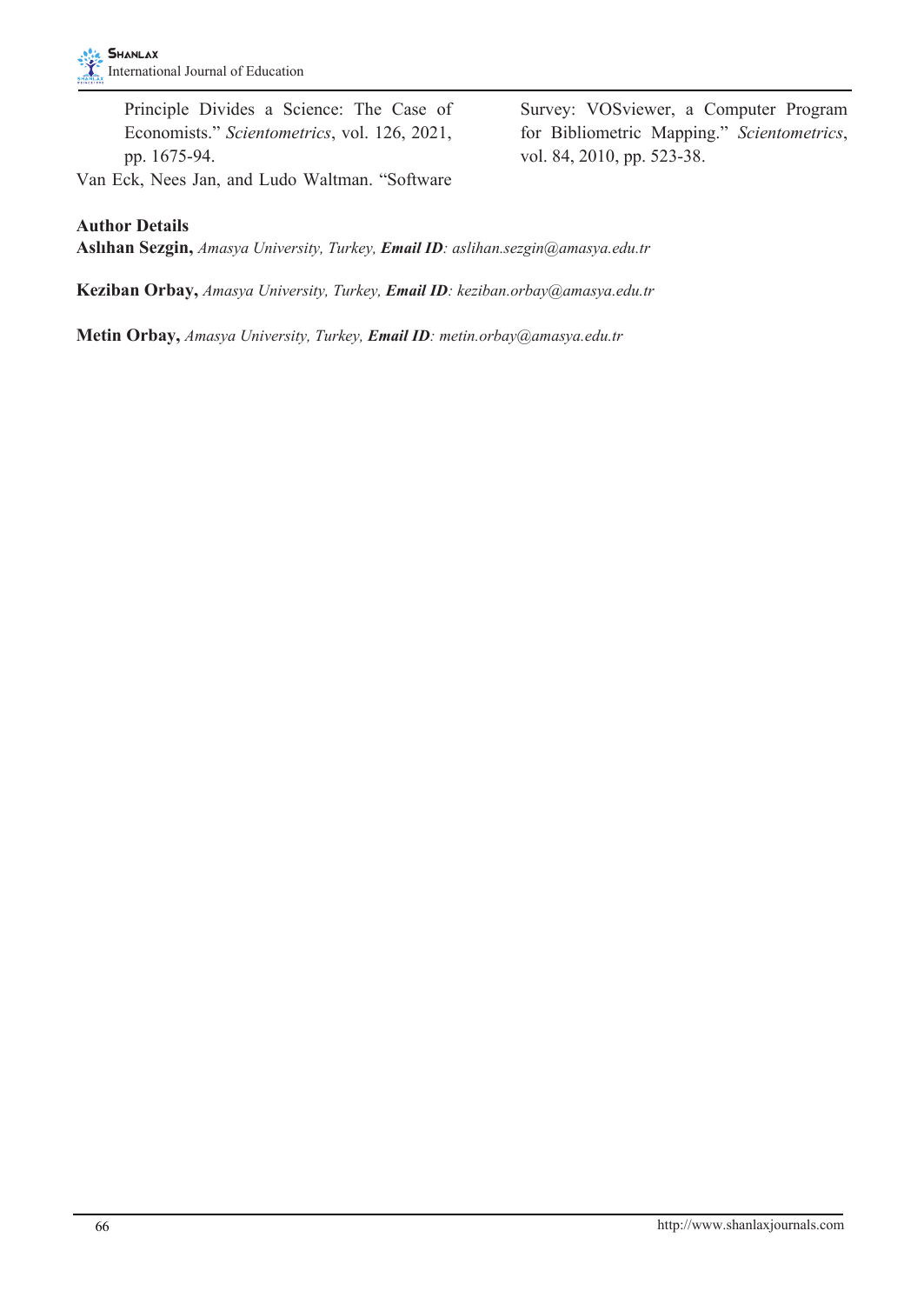Principle Divides a Science: The Case of Economists." *Scientometrics*, vol. 126, 2021, pp. 1675-94.

Van Eck, Nees Jan, and Ludo Waltman. "Software Survey: VOSviewer, a Computer Program for Bibliometric Mapping." *Scientometrics*, vol. 84, 2010, pp. 523-38.

**Author Details**

**Aslıhan Sezgin,** *Amasya University, Turkey,* ***Email ID****: aslihan.sezgin@amasya.edu.tr*

**Keziban Orbay,** *Amasya University, Turkey,* ***Email ID****: keziban.orbay@amasya.edu.tr*

**Metin Orbay,** *Amasya University, Turkey,* ***Email ID****: metin.orbay@amasya.edu.tr*